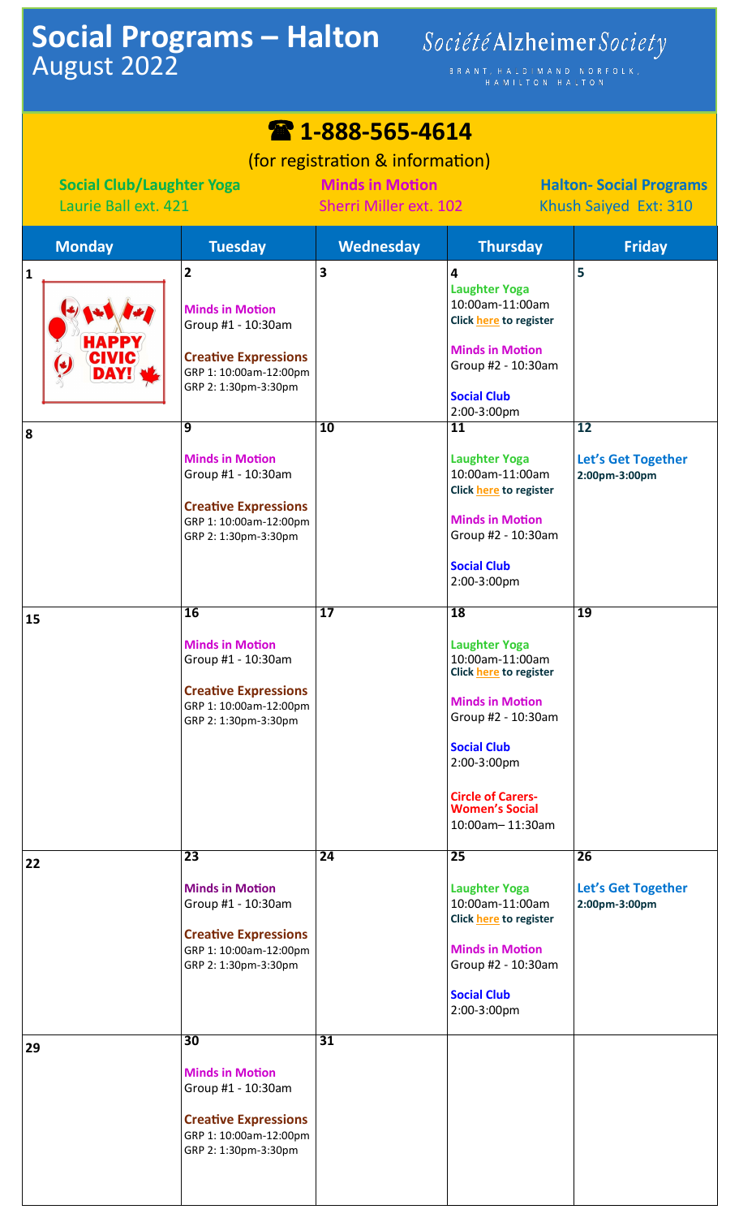# Social Programs – Halton
## August 2022

Société Alzheimer Society
BRANT, HALDIMAND NORFOLK, HAMILTON HALTON

**☎ 1-888-565-4614**

(for registration & information)

**Social Club/Laughter Yoga** Laurie Ball ext. 421

**Minds in Motion** Sherri Miller ext. 102

**Halton- Social Programs** Khush Saiyed Ext: 310

| Monday | Tuesday | Wednesday | Thursday | Friday |
|---|---|---|---|---|
| 1 HAPPY CIVIC DAY! | 2 **Minds in Motion** Group #1 - 10:30am **Creative Expressions** GRP 1: 10:00am-12:00pm GRP 2: 1:30pm-3:30pm | 3 | 4 **Laughter Yoga** 10:00am-11:00am **Click here to register** **Minds in Motion** Group #2 - 10:30am **Social Club** 2:00-3:00pm | 5 |
| 8 | 9 **Minds in Motion** Group #1 - 10:30am **Creative Expressions** GRP 1: 10:00am-12:00pm GRP 2: 1:30pm-3:30pm | 10 | 11 **Laughter Yoga** 10:00am-11:00am **Click here to register** **Minds in Motion** Group #2 - 10:30am **Social Club** 2:00-3:00pm | 12 **Let's Get Together** **2:00pm-3:00pm** |
| 15 | 16 **Minds in Motion** Group #1 - 10:30am **Creative Expressions** GRP 1: 10:00am-12:00pm GRP 2: 1:30pm-3:30pm | 17 | 18 **Laughter Yoga** 10:00am-11:00am **Click here to register** **Minds in Motion** Group #2 - 10:30am **Social Club** 2:00-3:00pm **Circle of Carers- Women's Social** 10:00am– 11:30am | 19 |
| 22 | 23 **Minds in Motion** Group #1 - 10:30am **Creative Expressions** GRP 1: 10:00am-12:00pm GRP 2: 1:30pm-3:30pm | 24 | 25 **Laughter Yoga** 10:00am-11:00am **Click here to register** **Minds in Motion** Group #2 - 10:30am **Social Club** 2:00-3:00pm | 26 **Let's Get Together** **2:00pm-3:00pm** |
| 29 | 30 **Minds in Motion** Group #1 - 10:30am **Creative Expressions** GRP 1: 10:00am-12:00pm GRP 2: 1:30pm-3:30pm | 31 | | |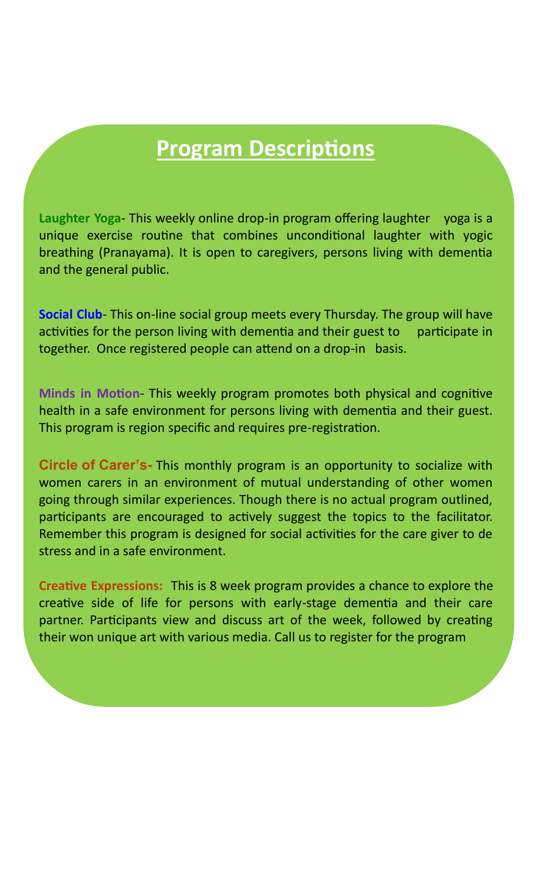## Program Descriptions

**Laughter Yoga**- This weekly online drop-in program offering laughter yoga is a unique exercise routine that combines unconditional laughter with yogic breathing (Pranayama). It is open to caregivers, persons living with dementia and the general public.

**Social Club**- This on-line social group meets every Thursday. The group will have activities for the person living with dementia and their guest to participate in together. Once registered people can attend on a drop-in basis.

**Minds in Motion**- This weekly program promotes both physical and cognitive health in a safe environment for persons living with dementia and their guest. This program is region specific and requires pre-registration.

**Circle of Carer's-** This monthly program is an opportunity to socialize with women carers in an environment of mutual understanding of other women going through similar experiences. Though there is no actual program outlined, participants are encouraged to actively suggest the topics to the facilitator. Remember this program is designed for social activities for the care giver to de stress and in a safe environment.

**Creative Expressions:** This is 8 week program provides a chance to explore the creative side of life for persons with early-stage dementia and their care partner. Participants view and discuss art of the week, followed by creating their won unique art with various media. Call us to register for the program